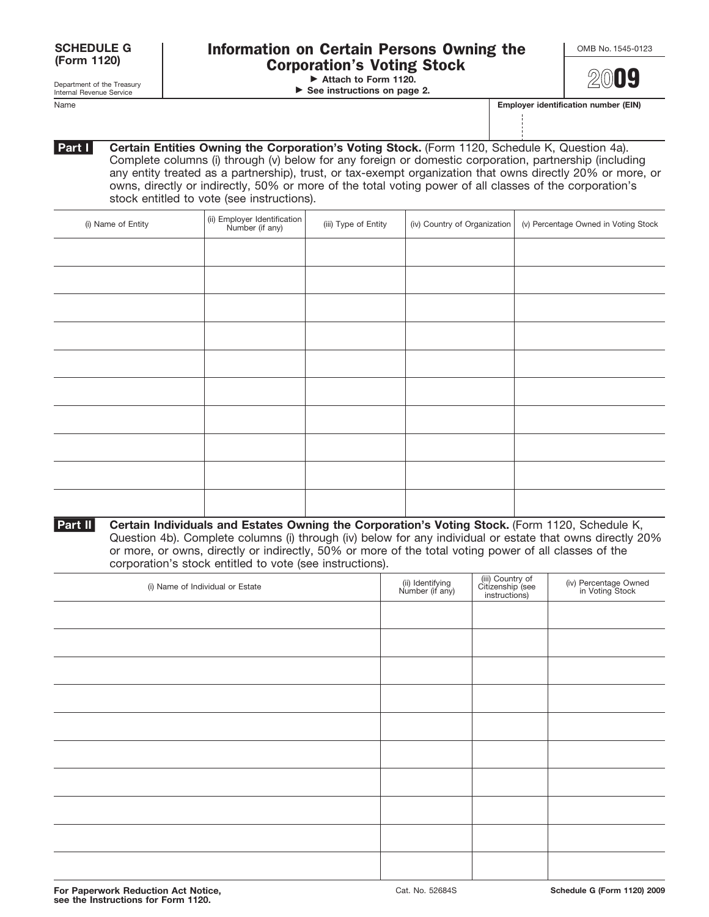**SCHEDULE G (Form 1120)**

Department of the Treasury
Internal Revenue Service

# Information on Certain Persons Owning the Corporation's Voting Stock

▶ Attach to Form 1120.
▶ See instructions on page 2.

OMB No. 1545-0123

2009

Name

Employer identification number (EIN)

**Part I** **Certain Entities Owning the Corporation's Voting Stock.** (Form 1120, Schedule K, Question 4a). Complete columns (i) through (v) below for any foreign or domestic corporation, partnership (including any entity treated as a partnership), trust, or tax-exempt organization that owns directly 20% or more, or owns, directly or indirectly, 50% or more of the total voting power of all classes of the corporation's stock entitled to vote (see instructions).

| (i) Name of Entity | (ii) Employer Identification Number (if any) | (iii) Type of Entity | (iv) Country of Organization | (v) Percentage Owned in Voting Stock |
|---|---|---|---|---|
| | | | | |
| | | | | |
| | | | | |
| | | | | |
| | | | | |
| | | | | |
| | | | | |
| | | | | |
| | | | | |
| | | | | |

**Part II** **Certain Individuals and Estates Owning the Corporation's Voting Stock.** (Form 1120, Schedule K, Question 4b). Complete columns (i) through (iv) below for any individual or estate that owns directly 20% or more, or owns, directly or indirectly, 50% or more of the total voting power of all classes of the corporation's stock entitled to vote (see instructions).

| (i) Name of Individual or Estate | (ii) Identifying Number (if any) | (iii) Country of Citizenship (see instructions) | (iv) Percentage Owned in Voting Stock |
|---|---|---|---|
| | | | |
| | | | |
| | | | |
| | | | |
| | | | |
| | | | |
| | | | |
| | | | |
| | | | |
| | | | |

**For Paperwork Reduction Act Notice, see the Instructions for Form 1120.**

Cat. No. 52684S

**Schedule G (Form 1120) 2009**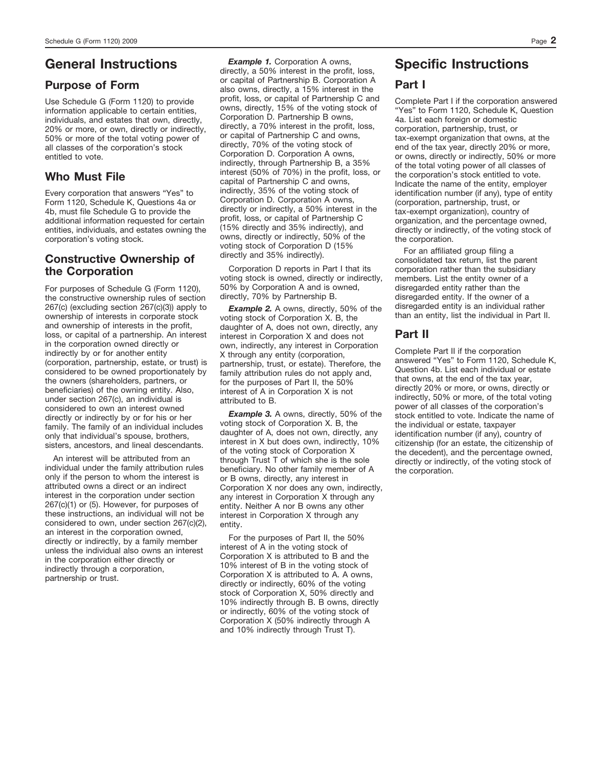# General Instructions

## Purpose of Form

Use Schedule G (Form 1120) to provide information applicable to certain entities, individuals, and estates that own, directly, 20% or more, or own, directly or indirectly, 50% or more of the total voting power of all classes of the corporation's stock entitled to vote.

## Who Must File

Every corporation that answers "Yes" to Form 1120, Schedule K, Questions 4a or 4b, must file Schedule G to provide the additional information requested for certain entities, individuals, and estates owning the corporation's voting stock.

## Constructive Ownership of the Corporation

For purposes of Schedule G (Form 1120), the constructive ownership rules of section 267(c) (excluding section 267(c)(3)) apply to ownership of interests in corporate stock and ownership of interests in the profit, loss, or capital of a partnership. An interest in the corporation owned directly or indirectly by or for another entity (corporation, partnership, estate, or trust) is considered to be owned proportionately by the owners (shareholders, partners, or beneficiaries) of the owning entity. Also, under section 267(c), an individual is considered to own an interest owned directly or indirectly by or for his or her family. The family of an individual includes only that individual's spouse, brothers, sisters, ancestors, and lineal descendants.

An interest will be attributed from an individual under the family attribution rules only if the person to whom the interest is attributed owns a direct or an indirect interest in the corporation under section 267(c)(1) or (5). However, for purposes of these instructions, an individual will not be considered to own, under section 267(c)(2), an interest in the corporation owned, directly or indirectly, by a family member unless the individual also owns an interest in the corporation either directly or indirectly through a corporation, partnership or trust.

***Example 1.*** Corporation A owns, directly, a 50% interest in the profit, loss, or capital of Partnership B. Corporation A also owns, directly, a 15% interest in the profit, loss, or capital of Partnership C and owns, directly, 15% of the voting stock of Corporation D. Partnership B owns, directly, a 70% interest in the profit, loss, or capital of Partnership C and owns, directly, 70% of the voting stock of Corporation D. Corporation A owns, indirectly, through Partnership B, a 35% interest (50% of 70%) in the profit, loss, or capital of Partnership C and owns, indirectly, 35% of the voting stock of Corporation D. Corporation A owns, directly or indirectly, a 50% interest in the profit, loss, or capital of Partnership C (15% directly and 35% indirectly), and owns, directly or indirectly, 50% of the voting stock of Corporation D (15% directly and 35% indirectly).

Corporation D reports in Part I that its voting stock is owned, directly or indirectly, 50% by Corporation A and is owned, directly, 70% by Partnership B.

***Example 2.*** A owns, directly, 50% of the voting stock of Corporation X. B, the daughter of A, does not own, directly, any interest in Corporation X and does not own, indirectly, any interest in Corporation X through any entity (corporation, partnership, trust, or estate). Therefore, the family attribution rules do not apply and, for the purposes of Part II, the 50% interest of A in Corporation X is not attributed to B.

***Example 3.*** A owns, directly, 50% of the voting stock of Corporation X. B, the daughter of A, does not own, directly, any interest in X but does own, indirectly, 10% of the voting stock of Corporation X through Trust T of which she is the sole beneficiary. No other family member of A or B owns, directly, any interest in Corporation X nor does any own, indirectly, any interest in Corporation X through any entity. Neither A nor B owns any other interest in Corporation X through any entity.

For the purposes of Part II, the 50% interest of A in the voting stock of Corporation X is attributed to B and the 10% interest of B in the voting stock of Corporation X is attributed to A. A owns, directly or indirectly, 60% of the voting stock of Corporation X, 50% directly and 10% indirectly through B. B owns, directly or indirectly, 60% of the voting stock of Corporation X (50% indirectly through A and 10% indirectly through Trust T).

# Specific Instructions

## Part I

Complete Part I if the corporation answered "Yes" to Form 1120, Schedule K, Question 4a. List each foreign or domestic corporation, partnership, trust, or tax-exempt organization that owns, at the end of the tax year, directly 20% or more, or owns, directly or indirectly, 50% or more of the total voting power of all classes of the corporation's stock entitled to vote. Indicate the name of the entity, employer identification number (if any), type of entity (corporation, partnership, trust, or tax-exempt organization), country of organization, and the percentage owned, directly or indirectly, of the voting stock of the corporation.

For an affiliated group filing a consolidated tax return, list the parent corporation rather than the subsidiary members. List the entity owner of a disregarded entity rather than the disregarded entity. If the owner of a disregarded entity is an individual rather than an entity, list the individual in Part II.

## Part II

Complete Part II if the corporation answered "Yes" to Form 1120, Schedule K, Question 4b. List each individual or estate that owns, at the end of the tax year, directly 20% or more, or owns, directly or indirectly, 50% or more, of the total voting power of all classes of the corporation's stock entitled to vote. Indicate the name of the individual or estate, taxpayer identification number (if any), country of citizenship (for an estate, the citizenship of the decedent), and the percentage owned, directly or indirectly, of the voting stock of the corporation.